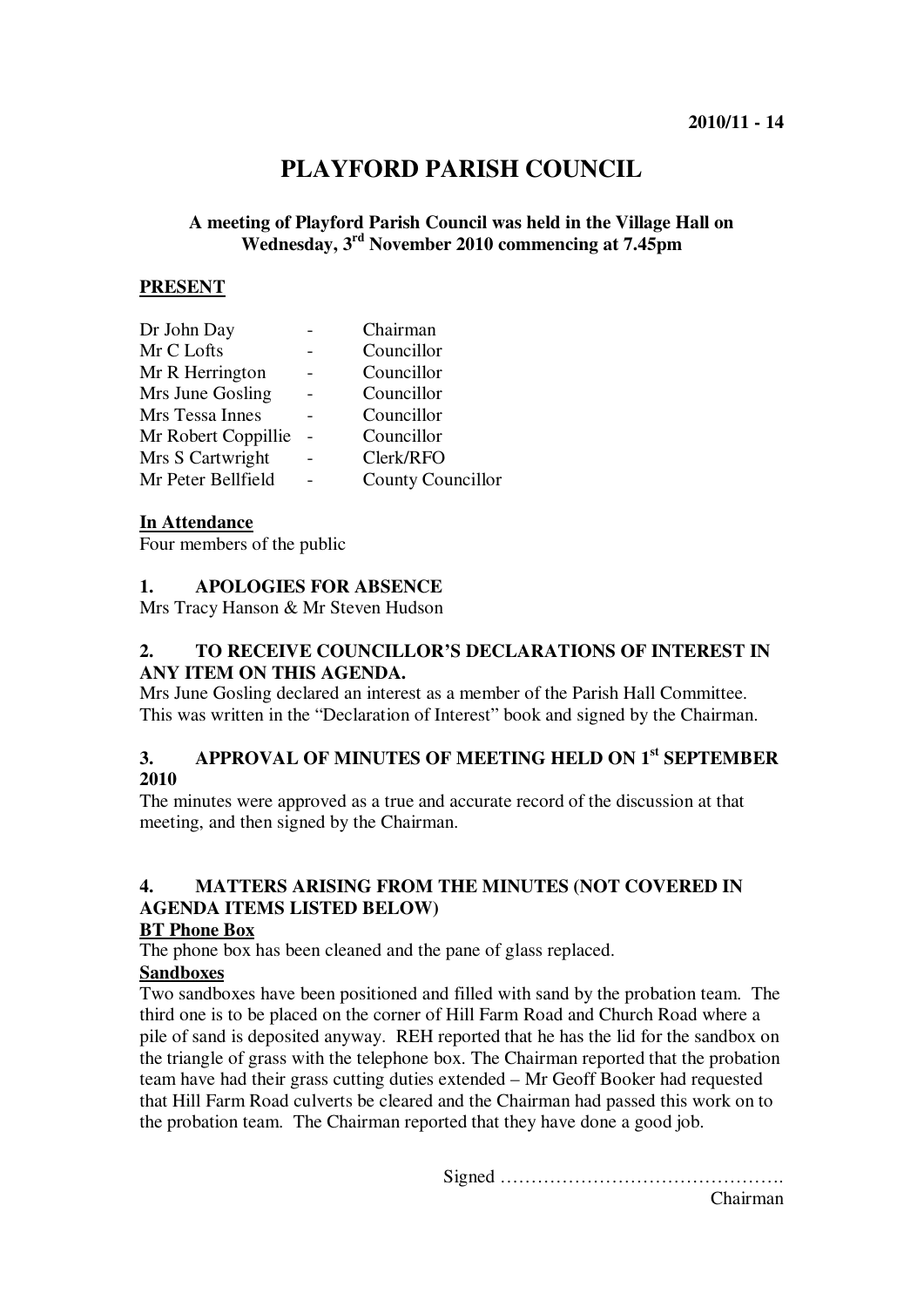**2010/11 - 14**

# PLAYFORD PARISH COUNCIL

**A meeting of Playford Parish Council was held in the Village Hall on Wednesday, 3rd November 2010 commencing at 7.45pm**

## PRESENT

| | | |
|---|---|---|
| Dr John Day | - | Chairman |
| Mr C Lofts | - | Councillor |
| Mr R Herrington | - | Councillor |
| Mrs June Gosling | - | Councillor |
| Mrs Tessa Innes | - | Councillor |
| Mr Robert Coppillie | - | Councillor |
| Mrs S Cartwright | - | Clerk/RFO |
| Mr Peter Bellfield | - | County Councillor |

**In Attendance**

Four members of the public

### 1. APOLOGIES FOR ABSENCE

Mrs Tracy Hanson & Mr Steven Hudson

### 2. TO RECEIVE COUNCILLOR'S DECLARATIONS OF INTEREST IN ANY ITEM ON THIS AGENDA.

Mrs June Gosling declared an interest as a member of the Parish Hall Committee. This was written in the "Declaration of Interest" book and signed by the Chairman.

### 3. APPROVAL OF MINUTES OF MEETING HELD ON 1st SEPTEMBER 2010

The minutes were approved as a true and accurate record of the discussion at that meeting, and then signed by the Chairman.

### 4. MATTERS ARISING FROM THE MINUTES (NOT COVERED IN AGENDA ITEMS LISTED BELOW)

**BT Phone Box**

The phone box has been cleaned and the pane of glass replaced.

**Sandboxes**

Two sandboxes have been positioned and filled with sand by the probation team. The third one is to be placed on the corner of Hill Farm Road and Church Road where a pile of sand is deposited anyway. REH reported that he has the lid for the sandbox on the triangle of grass with the telephone box. The Chairman reported that the probation team have had their grass cutting duties extended – Mr Geoff Booker had requested that Hill Farm Road culverts be cleared and the Chairman had passed this work on to the probation team. The Chairman reported that they have done a good job.

Signed ……………………………………….
Chairman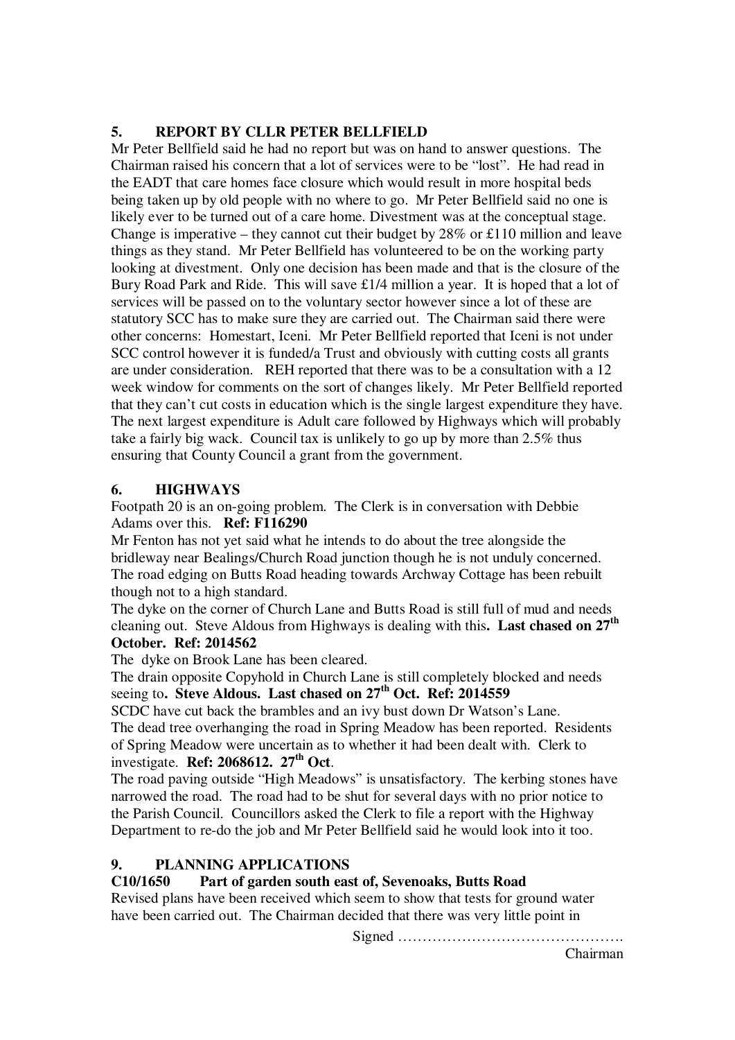## 5. REPORT BY CLLR PETER BELLFIELD

Mr Peter Bellfield said he had no report but was on hand to answer questions. The Chairman raised his concern that a lot of services were to be "lost". He had read in the EADT that care homes face closure which would result in more hospital beds being taken up by old people with no where to go. Mr Peter Bellfield said no one is likely ever to be turned out of a care home. Divestment was at the conceptual stage. Change is imperative – they cannot cut their budget by 28% or £110 million and leave things as they stand. Mr Peter Bellfield has volunteered to be on the working party looking at divestment. Only one decision has been made and that is the closure of the Bury Road Park and Ride. This will save £1/4 million a year. It is hoped that a lot of services will be passed on to the voluntary sector however since a lot of these are statutory SCC has to make sure they are carried out. The Chairman said there were other concerns: Homestart, Iceni. Mr Peter Bellfield reported that Iceni is not under SCC control however it is funded/a Trust and obviously with cutting costs all grants are under consideration. REH reported that there was to be a consultation with a 12 week window for comments on the sort of changes likely. Mr Peter Bellfield reported that they can't cut costs in education which is the single largest expenditure they have. The next largest expenditure is Adult care followed by Highways which will probably take a fairly big wack. Council tax is unlikely to go up by more than 2.5% thus ensuring that County Council a grant from the government.

## 6. HIGHWAYS

Footpath 20 is an on-going problem. The Clerk is in conversation with Debbie Adams over this. **Ref: F116290**

Mr Fenton has not yet said what he intends to do about the tree alongside the bridleway near Bealings/Church Road junction though he is not unduly concerned.

The road edging on Butts Road heading towards Archway Cottage has been rebuilt though not to a high standard.

The dyke on the corner of Church Lane and Butts Road is still full of mud and needs cleaning out. Steve Aldous from Highways is dealing with this**. Last chased on 27th October. Ref: 2014562**

The dyke on Brook Lane has been cleared.

The drain opposite Copyhold in Church Lane is still completely blocked and needs seeing to**. Steve Aldous. Last chased on 27th Oct. Ref: 2014559**

SCDC have cut back the brambles and an ivy bust down Dr Watson's Lane.

The dead tree overhanging the road in Spring Meadow has been reported. Residents of Spring Meadow were uncertain as to whether it had been dealt with. Clerk to investigate. **Ref: 2068612. 27th Oct**.

The road paving outside "High Meadows" is unsatisfactory. The kerbing stones have narrowed the road. The road had to be shut for several days with no prior notice to the Parish Council. Councillors asked the Clerk to file a report with the Highway Department to re-do the job and Mr Peter Bellfield said he would look into it too.

## 9. PLANNING APPLICATIONS

**C10/1650 Part of garden south east of, Sevenoaks, Butts Road**

Revised plans have been received which seem to show that tests for ground water have been carried out. The Chairman decided that there was very little point in

Signed ……………………………………….
Chairman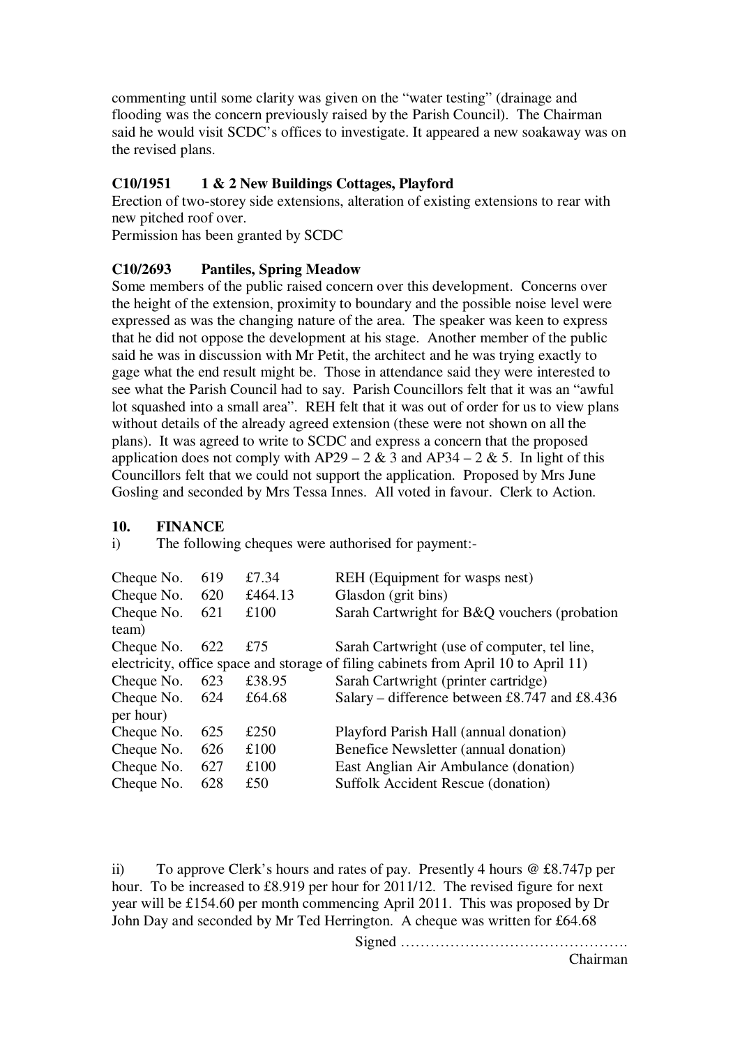commenting until some clarity was given on the "water testing" (drainage and flooding was the concern previously raised by the Parish Council). The Chairman said he would visit SCDC's offices to investigate. It appeared a new soakaway was on the revised plans.

**C10/1951 1 & 2 New Buildings Cottages, Playford**

Erection of two-storey side extensions, alteration of existing extensions to rear with new pitched roof over.
Permission has been granted by SCDC

**C10/2693 Pantiles, Spring Meadow**

Some members of the public raised concern over this development. Concerns over the height of the extension, proximity to boundary and the possible noise level were expressed as was the changing nature of the area. The speaker was keen to express that he did not oppose the development at his stage. Another member of the public said he was in discussion with Mr Petit, the architect and he was trying exactly to gage what the end result might be. Those in attendance said they were interested to see what the Parish Council had to say. Parish Councillors felt that it was an "awful lot squashed into a small area". REH felt that it was out of order for us to view plans without details of the already agreed extension (these were not shown on all the plans). It was agreed to write to SCDC and express a concern that the proposed application does not comply with AP29 – 2 & 3 and AP34 – 2 & 5. In light of this Councillors felt that we could not support the application. Proposed by Mrs June Gosling and seconded by Mrs Tessa Innes. All voted in favour. Clerk to Action.

**10. FINANCE**

i) The following cheques were authorised for payment:-

| | | | |
|---|---|---|---|
| Cheque No. | 619 | £7.34 | REH (Equipment for wasps nest) |
| Cheque No. | 620 | £464.13 | Glasdon (grit bins) |
| Cheque No. | 621 | £100 | Sarah Cartwright for B&Q vouchers (probation team) |
| Cheque No. | 622 | £75 | Sarah Cartwright (use of computer, tel line, electricity, office space and storage of filing cabinets from April 10 to April 11) |
| Cheque No. | 623 | £38.95 | Sarah Cartwright (printer cartridge) |
| Cheque No. | 624 | £64.68 | Salary – difference between £8.747 and £8.436 per hour) |
| Cheque No. | 625 | £250 | Playford Parish Hall (annual donation) |
| Cheque No. | 626 | £100 | Benefice Newsletter (annual donation) |
| Cheque No. | 627 | £100 | East Anglian Air Ambulance (donation) |
| Cheque No. | 628 | £50 | Suffolk Accident Rescue (donation) |

ii) To approve Clerk's hours and rates of pay. Presently 4 hours @ £8.747p per hour. To be increased to £8.919 per hour for 2011/12. The revised figure for next year will be £154.60 per month commencing April 2011. This was proposed by Dr John Day and seconded by Mr Ted Herrington. A cheque was written for £64.68

Signed ……………………………………….
Chairman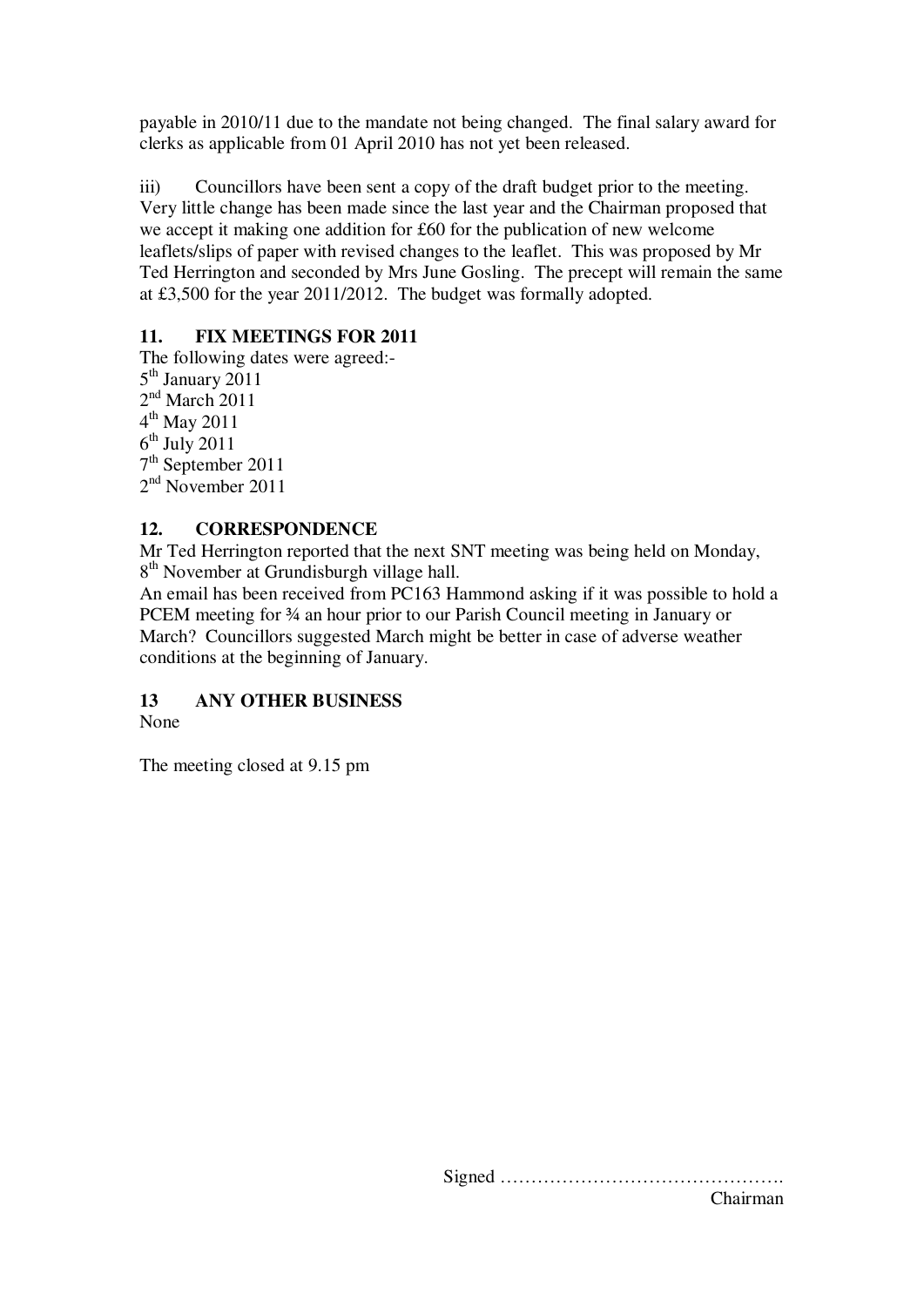payable in 2010/11 due to the mandate not being changed. The final salary award for clerks as applicable from 01 April 2010 has not yet been released.

iii) Councillors have been sent a copy of the draft budget prior to the meeting. Very little change has been made since the last year and the Chairman proposed that we accept it making one addition for £60 for the publication of new welcome leaflets/slips of paper with revised changes to the leaflet. This was proposed by Mr Ted Herrington and seconded by Mrs June Gosling. The precept will remain the same at £3,500 for the year 2011/2012. The budget was formally adopted.

## 11. FIX MEETINGS FOR 2011

The following dates were agreed:-

5th January 2011
2nd March 2011
4th May 2011
6th July 2011
7th September 2011
2nd November 2011

## 12. CORRESPONDENCE

Mr Ted Herrington reported that the next SNT meeting was being held on Monday, 8th November at Grundisburgh village hall.

An email has been received from PC163 Hammond asking if it was possible to hold a PCEM meeting for ¾ an hour prior to our Parish Council meeting in January or March? Councillors suggested March might be better in case of adverse weather conditions at the beginning of January.

## 13 ANY OTHER BUSINESS

None

The meeting closed at 9.15 pm

Signed ……………………………………….
Chairman